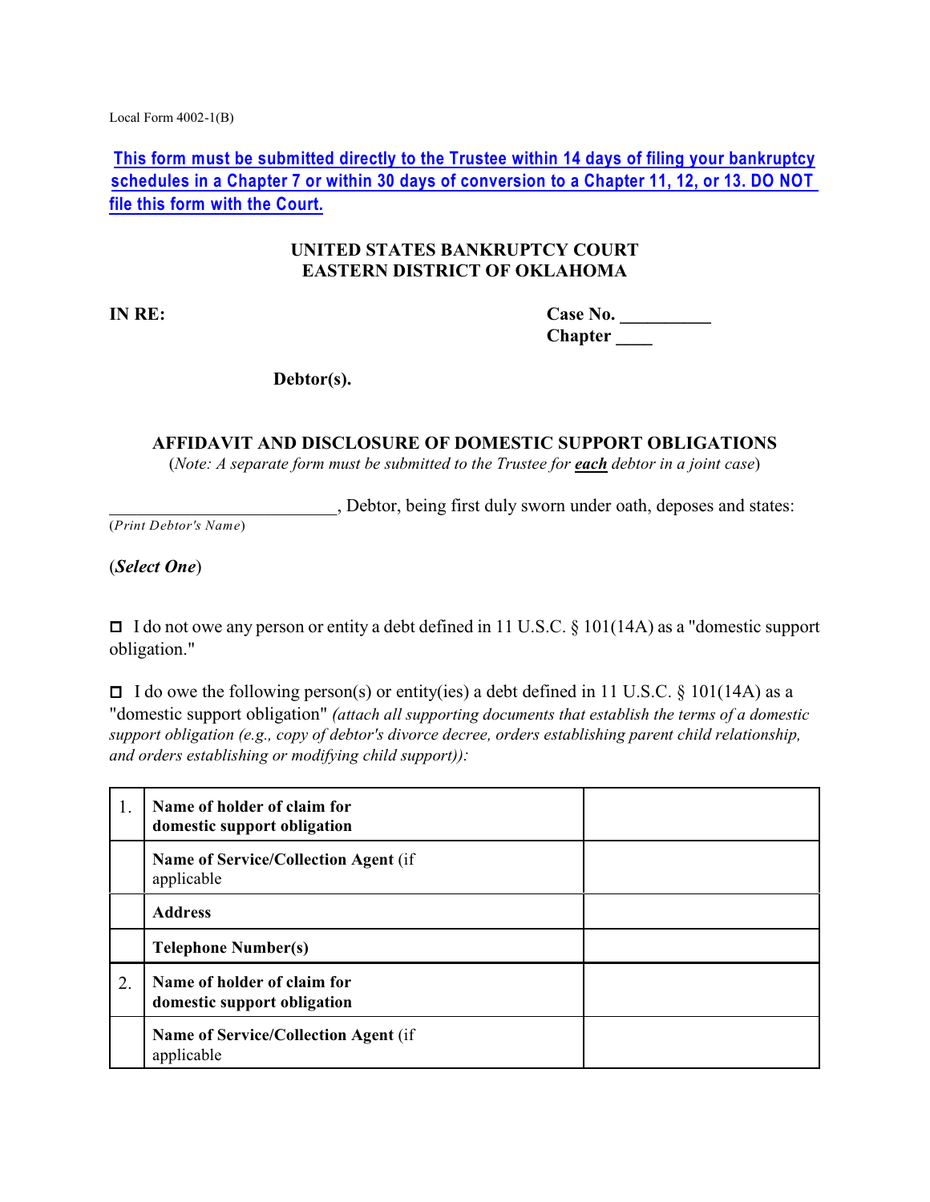Local Form 4002-1(B)

**This form must be submitted directly to the Trustee within 14 days of filing your bankruptcy schedules in a Chapter 7 or within 30 days of conversion to a Chapter 11, 12, or 13. DO NOT file this form with the Court.**

**UNITED STATES BANKRUPTCY COURT**
**EASTERN DISTRICT OF OKLAHOMA**

**IN RE:** **Case No. __________**
**Chapter ____**

**Debtor(s).**

## AFFIDAVIT AND DISCLOSURE OF DOMESTIC SUPPORT OBLIGATIONS

(*Note: A separate form must be submitted to the Trustee for **each** debtor in a joint case*)

_________________________, Debtor, being first duly sworn under oath, deposes and states:
(*Print Debtor's Name*)

(***Select One***)

☐ I do not owe any person or entity a debt defined in 11 U.S.C. § 101(14A) as a "domestic support obligation."

☐ I do owe the following person(s) or entity(ies) a debt defined in 11 U.S.C. § 101(14A) as a "domestic support obligation" *(attach all supporting documents that establish the terms of a domestic support obligation (e.g., copy of debtor's divorce decree, orders establishing parent child relationship, and orders establishing or modifying child support)):*

| | | |
|---|---|---|
| 1. | **Name of holder of claim for domestic support obligation** | |
| | **Name of Service/Collection Agent** (if applicable | |
| | **Address** | |
| | **Telephone Number(s)** | |
| 2. | **Name of holder of claim for domestic support obligation** | |
| | **Name of Service/Collection Agent** (if applicable | |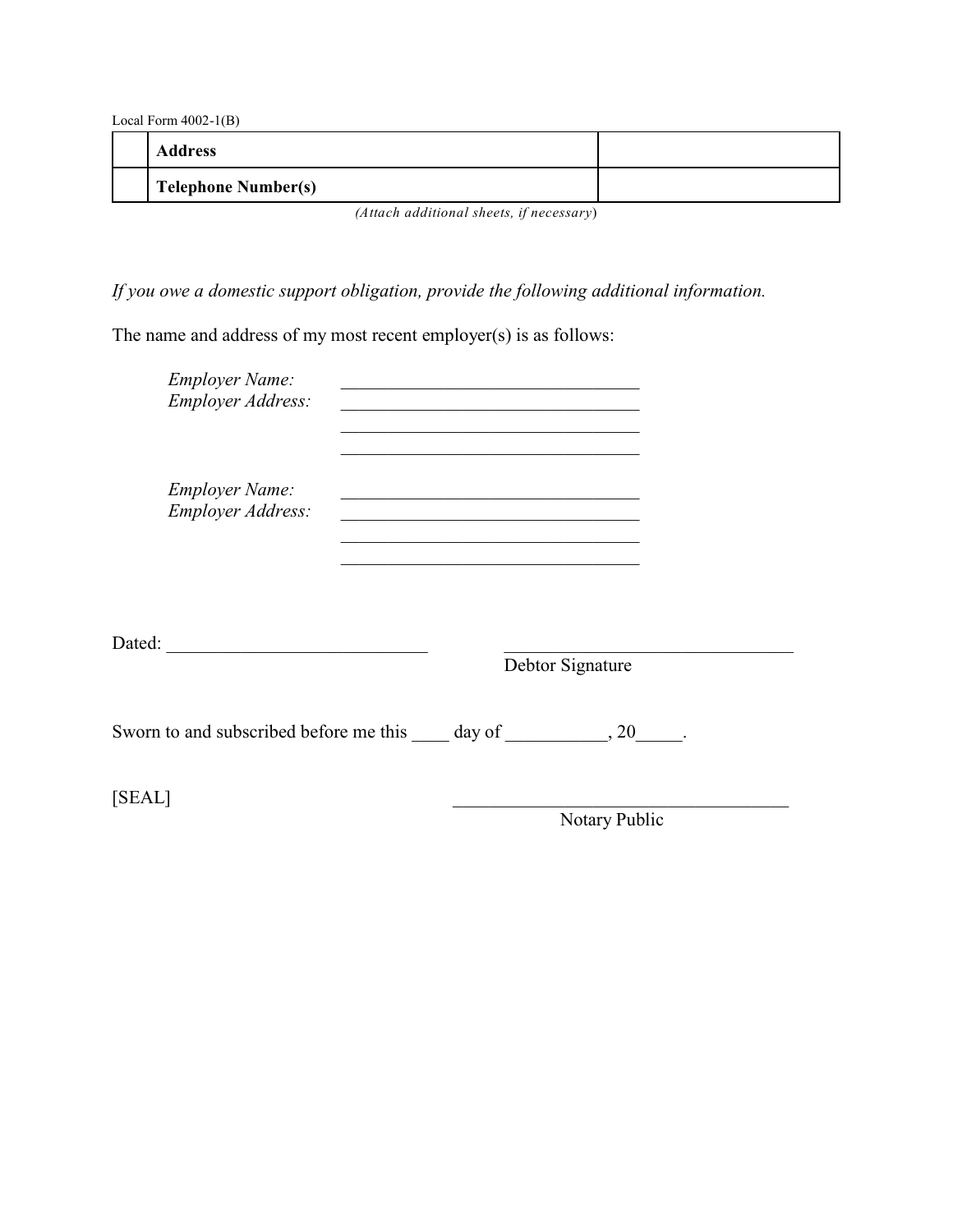Local Form 4002-1(B)

| | | |
|---|---|---|
| | **Address** | |
| | **Telephone Number(s)** | |

*(Attach additional sheets, if necessary)*

*If you owe a domestic support obligation, provide the following additional information.*

The name and address of my most recent employer(s) is as follows:

*Employer Name:* ________________________________
*Employer Address:* ________________________________
________________________________
________________________________

*Employer Name:* ________________________________
*Employer Address:* ________________________________
________________________________
________________________________

Dated: ____________________________ ________________________________
Debtor Signature

Sworn to and subscribed before me this ____ day of ___________, 20_____.

[SEAL] ____________________________________
Notary Public